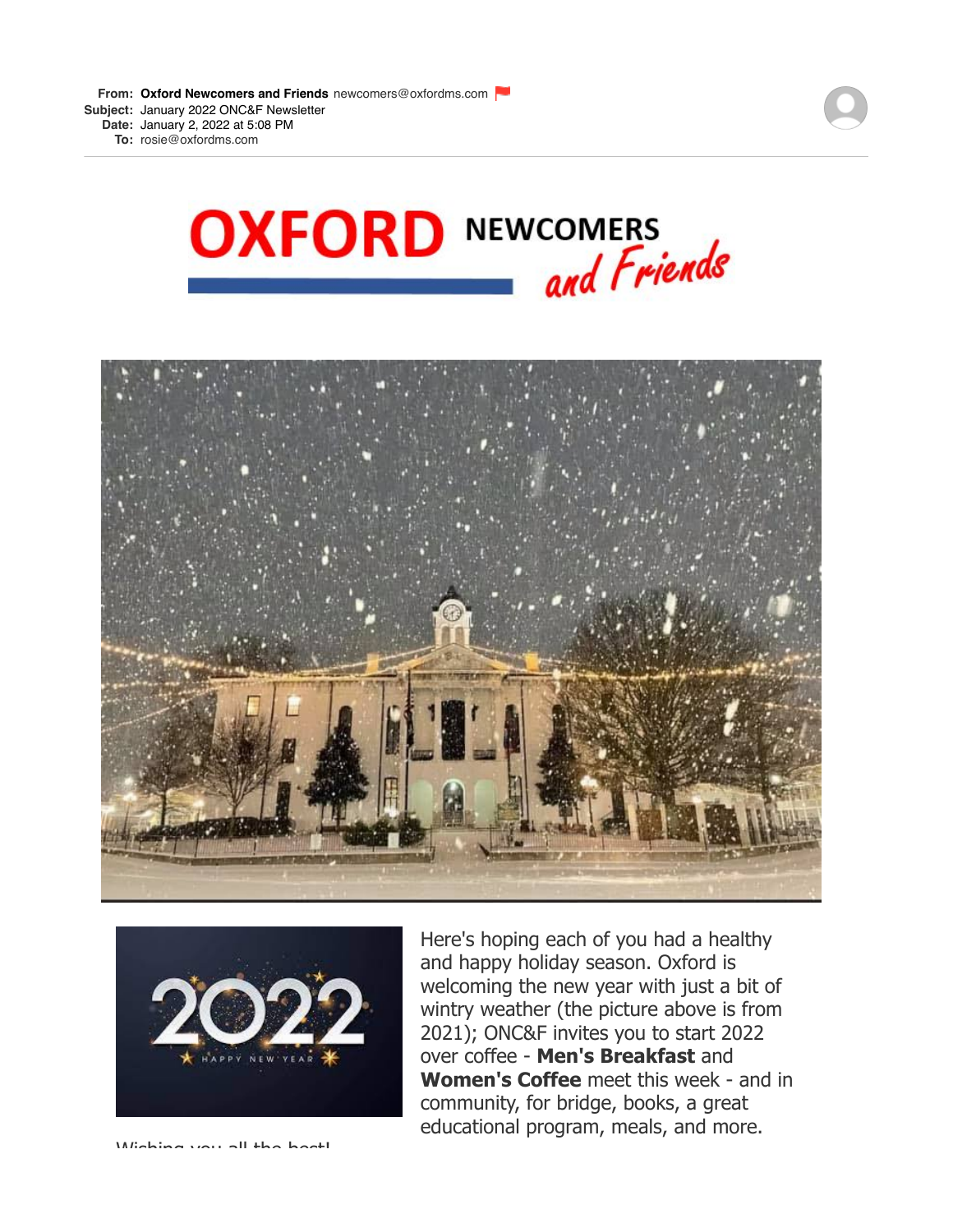**From:** **Oxford Newcomers and Friends** newcomers@oxfordms.com
**Subject:** January 2022 ONC&F Newsletter
**Date:** January 2, 2022 at 5:08 PM
**To:** rosie@oxfordms.com

# OXFORD NEWCOMERS *and Friends*

Here's hoping each of you had a healthy and happy holiday season. Oxford is welcoming the new year with just a bit of wintry weather (the picture above is from 2021); ONC&F invites you to start 2022 over coffee - **Men's Breakfast** and **Women's Coffee** meet this week - and in community, for bridge, books, a great educational program, meals, and more.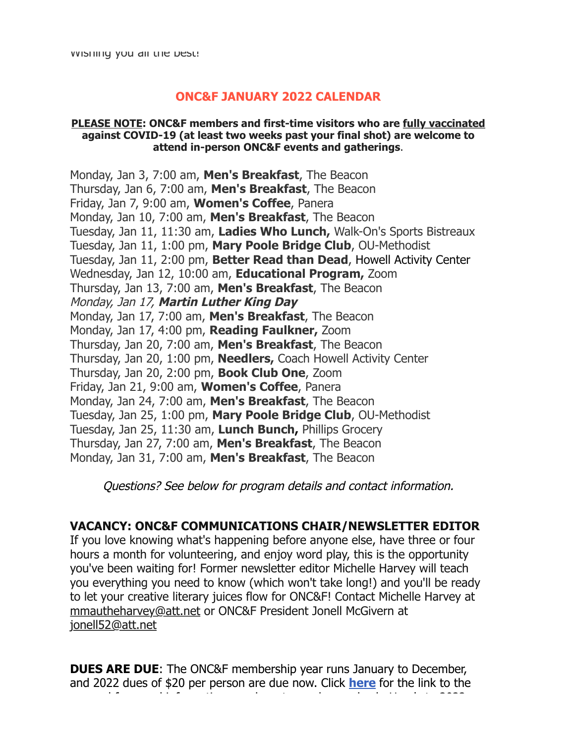Wishing you all the best!

## ONC&F JANUARY 2022 CALENDAR

**PLEASE NOTE: ONC&F members and first-time visitors who are fully vaccinated against COVID-19 (at least two weeks past your final shot) are welcome to attend in-person ONC&F events and gatherings**.

Monday, Jan 3, 7:00 am, **Men's Breakfast**, The Beacon
Thursday, Jan 6, 7:00 am, **Men's Breakfast**, The Beacon
Friday, Jan 7, 9:00 am, **Women's Coffee**, Panera
Monday, Jan 10, 7:00 am, **Men's Breakfast**, The Beacon
Tuesday, Jan 11, 11:30 am, **Ladies Who Lunch,** Walk-On's Sports Bistreaux
Tuesday, Jan 11, 1:00 pm, **Mary Poole Bridge Club**, OU-Methodist
Tuesday, Jan 11, 2:00 pm, **Better Read than Dead**, Howell Activity Center
Wednesday, Jan 12, 10:00 am, **Educational Program,** Zoom
Thursday, Jan 13, 7:00 am, **Men's Breakfast**, The Beacon
*Monday, Jan 17,* ***Martin Luther King Day***
Monday, Jan 17, 7:00 am, **Men's Breakfast**, The Beacon
Monday, Jan 17, 4:00 pm, **Reading Faulkner,** Zoom
Thursday, Jan 20, 7:00 am, **Men's Breakfast**, The Beacon
Thursday, Jan 20, 1:00 pm, **Needlers,** Coach Howell Activity Center
Thursday, Jan 20, 2:00 pm, **Book Club One**, Zoom
Friday, Jan 21, 9:00 am, **Women's Coffee**, Panera
Monday, Jan 24, 7:00 am, **Men's Breakfast**, The Beacon
Tuesday, Jan 25, 1:00 pm, **Mary Poole Bridge Club**, OU-Methodist
Tuesday, Jan 25, 11:30 am, **Lunch Bunch,** Phillips Grocery
Thursday, Jan 27, 7:00 am, **Men's Breakfast**, The Beacon
Monday, Jan 31, 7:00 am, **Men's Breakfast**, The Beacon

*Questions? See below for program details and contact information.*

**VACANCY: ONC&F COMMUNICATIONS CHAIR/NEWSLETTER EDITOR**
If you love knowing what's happening before anyone else, have three or four hours a month for volunteering, and enjoy word play, this is the opportunity you've been waiting for! Former newsletter editor Michelle Harvey will teach you everything you need to know (which won't take long!) and you'll be ready to let your creative literary juices flow for ONC&F! Contact Michelle Harvey at mmautheharvey@att.net or ONC&F President Jonell McGivern at jonell52@att.net

**DUES ARE DUE**: The ONC&F membership year runs January to December, and 2022 dues of $20 per person are due now. Click **here** for the link to the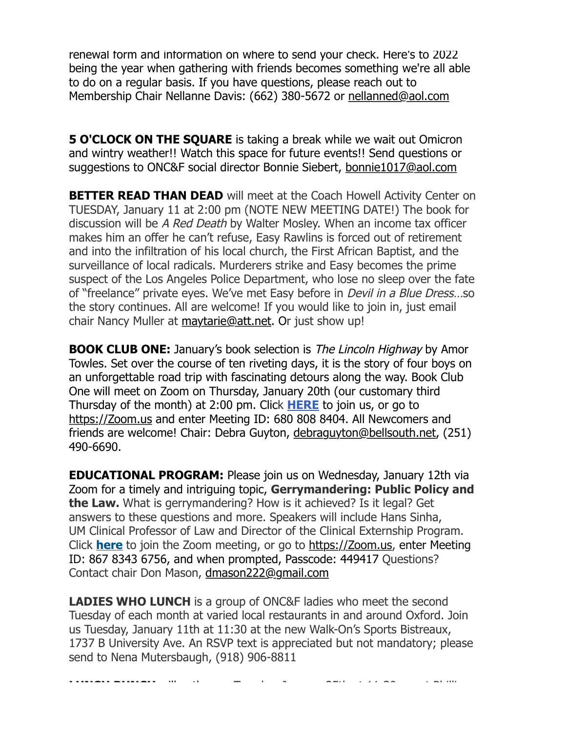renewal form and information on where to send your check. Here's to 2022 being the year when gathering with friends becomes something we're all able to do on a regular basis. If you have questions, please reach out to Membership Chair Nellanne Davis: (662) 380-5672 or nellanned@aol.com

**5 O'CLOCK ON THE SQUARE** is taking a break while we wait out Omicron and wintry weather!! Watch this space for future events!! Send questions or suggestions to ONC&F social director Bonnie Siebert, bonnie1017@aol.com

**BETTER READ THAN DEAD** will meet at the Coach Howell Activity Center on TUESDAY, January 11 at 2:00 pm (NOTE NEW MEETING DATE!) The book for discussion will be *A Red Death* by Walter Mosley. When an income tax officer makes him an offer he can't refuse, Easy Rawlins is forced out of retirement and into the infiltration of his local church, the First African Baptist, and the surveillance of local radicals. Murderers strike and Easy becomes the prime suspect of the Los Angeles Police Department, who lose no sleep over the fate of "freelance" private eyes. We've met Easy before in *Devil in a Blue Dress*…so the story continues. All are welcome! If you would like to join in, just email chair Nancy Muller at maytarie@att.net. Or just show up!

**BOOK CLUB ONE:** January's book selection is *The Lincoln Highway* by Amor Towles. Set over the course of ten riveting days, it is the story of four boys on an unforgettable road trip with fascinating detours along the way. Book Club One will meet on Zoom on Thursday, January 20th (our customary third Thursday of the month) at 2:00 pm. Click **HERE** to join us, or go to https://Zoom.us and enter Meeting ID: 680 808 8404. All Newcomers and friends are welcome! Chair: Debra Guyton, debraguyton@bellsouth.net, (251) 490-6690.

**EDUCATIONAL PROGRAM:** Please join us on Wednesday, January 12th via Zoom for a timely and intriguing topic, **Gerrymandering: Public Policy and the Law.** What is gerrymandering? How is it achieved? Is it legal? Get answers to these questions and more. Speakers will include Hans Sinha, UM Clinical Professor of Law and Director of the Clinical Externship Program. Click **here** to join the Zoom meeting, or go to https://Zoom.us, enter Meeting ID: 867 8343 6756, and when prompted, Passcode: 449417 Questions? Contact chair Don Mason, dmason222@gmail.com

**LADIES WHO LUNCH** is a group of ONC&F ladies who meet the second Tuesday of each month at varied local restaurants in and around Oxford. Join us Tuesday, January 11th at 11:30 at the new Walk-On's Sports Bistreaux, 1737 B University Ave. An RSVP text is appreciated but not mandatory; please send to Nena Mutersbaugh, (918) 906-8811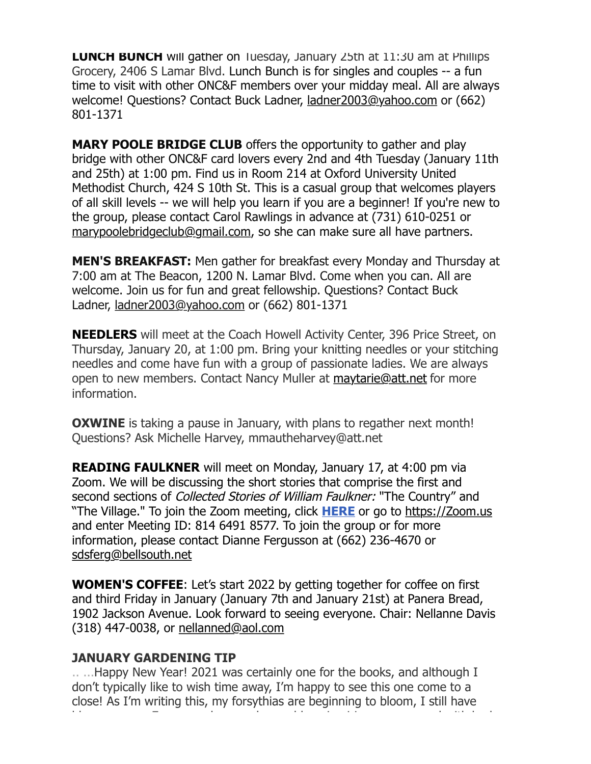**LUNCH BUNCH** will gather on Tuesday, January 25th at 11:30 am at Phillips Grocery, 2406 S Lamar Blvd. Lunch Bunch is for singles and couples -- a fun time to visit with other ONC&F members over your midday meal. All are always welcome! Questions? Contact Buck Ladner, ladner2003@yahoo.com or (662) 801-1371

**MARY POOLE BRIDGE CLUB** offers the opportunity to gather and play bridge with other ONC&F card lovers every 2nd and 4th Tuesday (January 11th and 25th) at 1:00 pm. Find us in Room 214 at Oxford University United Methodist Church, 424 S 10th St. This is a casual group that welcomes players of all skill levels -- we will help you learn if you are a beginner! If you're new to the group, please contact Carol Rawlings in advance at (731) 610-0251 or marypoolebridgeclub@gmail.com, so she can make sure all have partners.

**MEN'S BREAKFAST:** Men gather for breakfast every Monday and Thursday at 7:00 am at The Beacon, 1200 N. Lamar Blvd. Come when you can. All are welcome. Join us for fun and great fellowship. Questions? Contact Buck Ladner, ladner2003@yahoo.com or (662) 801-1371

**NEEDLERS** will meet at the Coach Howell Activity Center, 396 Price Street, on Thursday, January 20, at 1:00 pm. Bring your knitting needles or your stitching needles and come have fun with a group of passionate ladies. We are always open to new members. Contact Nancy Muller at maytarie@att.net for more information.

**OXWINE** is taking a pause in January, with plans to regather next month! Questions? Ask Michelle Harvey, mmautheharvey@att.net

**READING FAULKNER** will meet on Monday, January 17, at 4:00 pm via Zoom. We will be discussing the short stories that comprise the first and second sections of *Collected Stories of William Faulkner:* "The Country" and "The Village." To join the Zoom meeting, click **HERE** or go to https://Zoom.us and enter Meeting ID: 814 6491 8577. To join the group or for more information, please contact Dianne Fergusson at (662) 236-4670 or sdsferg@bellsouth.net

**WOMEN'S COFFEE**: Let's start 2022 by getting together for coffee on first and third Friday in January (January 7th and January 21st) at Panera Bread, 1902 Jackson Avenue. Look forward to seeing everyone. Chair: Nellanne Davis (318) 447-0038, or nellanned@aol.com

### JANUARY GARDENING TIP

.. ...Happy New Year! 2021 was certainly one for the books, and although I don't typically like to wish time away, I'm happy to see this one come to a close! As I'm writing this, my forsythias are beginning to bloom, I still have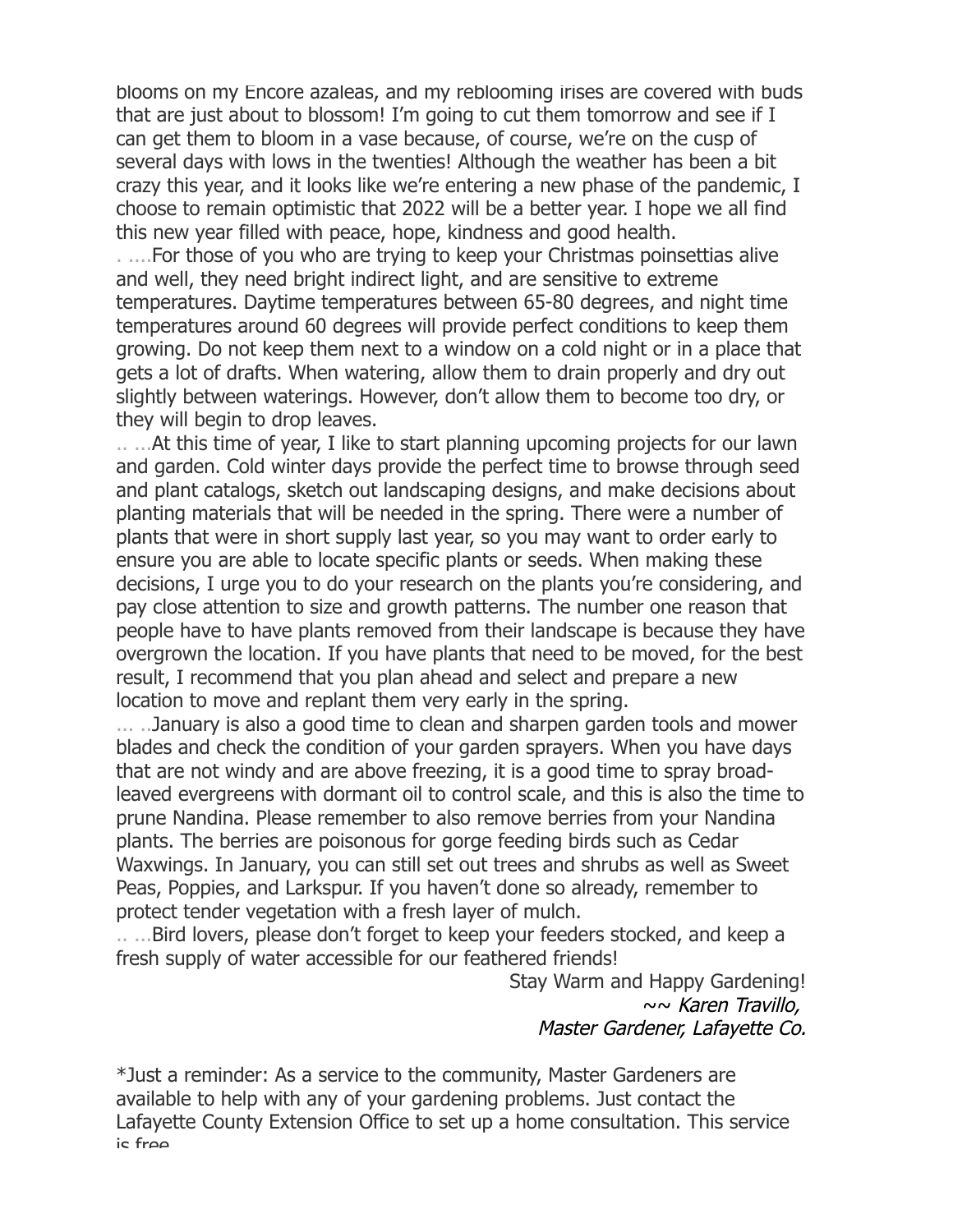blooms on my Encore azaleas, and my reblooming irises are covered with buds that are just about to blossom! I'm going to cut them tomorrow and see if I can get them to bloom in a vase because, of course, we're on the cusp of several days with lows in the twenties! Although the weather has been a bit crazy this year, and it looks like we're entering a new phase of the pandemic, I choose to remain optimistic that 2022 will be a better year. I hope we all find this new year filled with peace, hope, kindness and good health.

For those of you who are trying to keep your Christmas poinsettias alive and well, they need bright indirect light, and are sensitive to extreme temperatures. Daytime temperatures between 65-80 degrees, and night time temperatures around 60 degrees will provide perfect conditions to keep them growing. Do not keep them next to a window on a cold night or in a place that gets a lot of drafts. When watering, allow them to drain properly and dry out slightly between waterings. However, don't allow them to become too dry, or they will begin to drop leaves.

At this time of year, I like to start planning upcoming projects for our lawn and garden. Cold winter days provide the perfect time to browse through seed and plant catalogs, sketch out landscaping designs, and make decisions about planting materials that will be needed in the spring. There were a number of plants that were in short supply last year, so you may want to order early to ensure you are able to locate specific plants or seeds. When making these decisions, I urge you to do your research on the plants you're considering, and pay close attention to size and growth patterns. The number one reason that people have to have plants removed from their landscape is because they have overgrown the location. If you have plants that need to be moved, for the best result, I recommend that you plan ahead and select and prepare a new location to move and replant them very early in the spring.

January is also a good time to clean and sharpen garden tools and mower blades and check the condition of your garden sprayers. When you have days that are not windy and are above freezing, it is a good time to spray broad-leaved evergreens with dormant oil to control scale, and this is also the time to prune Nandina. Please remember to also remove berries from your Nandina plants. The berries are poisonous for gorge feeding birds such as Cedar Waxwings. In January, you can still set out trees and shrubs as well as Sweet Peas, Poppies, and Larkspur. If you haven't done so already, remember to protect tender vegetation with a fresh layer of mulch.

Bird lovers, please don't forget to keep your feeders stocked, and keep a fresh supply of water accessible for our feathered friends!

Stay Warm and Happy Gardening!

*~~ Karen Travillo,*
*Master Gardener, Lafayette Co.*

*Just a reminder: As a service to the community, Master Gardeners are available to help with any of your gardening problems. Just contact the Lafayette County Extension Office to set up a home consultation. This service is free.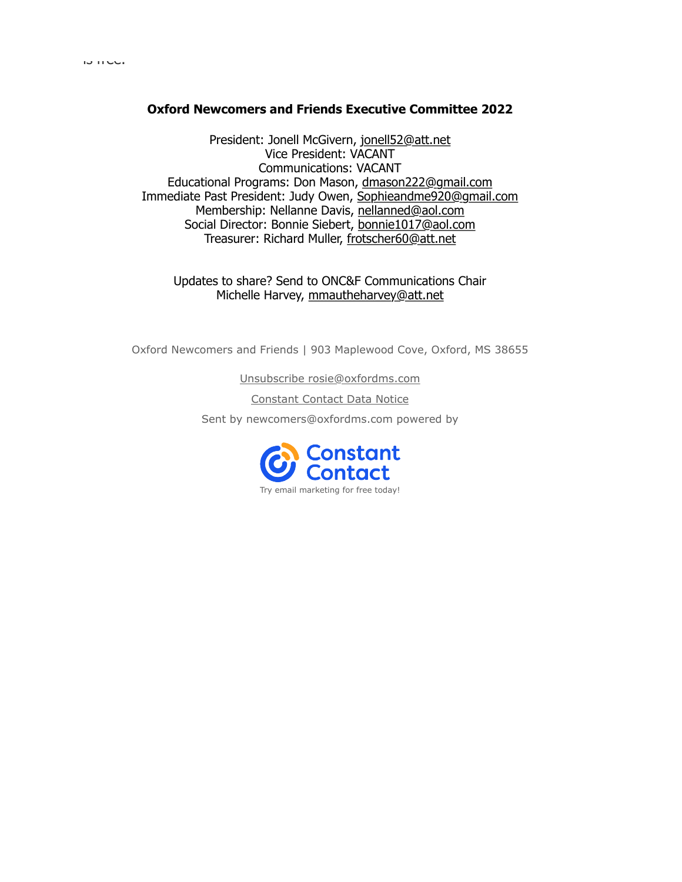is free.

**Oxford Newcomers and Friends Executive Committee 2022**

President: Jonell McGivern, jonell52@att.net
Vice President: VACANT
Communications: VACANT
Educational Programs: Don Mason, dmason222@gmail.com
Immediate Past President: Judy Owen, Sophieandme920@gmail.com
Membership: Nellanne Davis, nellanned@aol.com
Social Director: Bonnie Siebert, bonnie1017@aol.com
Treasurer: Richard Muller, frotscher60@att.net

Updates to share? Send to ONC&F Communications Chair
Michelle Harvey, mmautheharvey@att.net

Oxford Newcomers and Friends | 903 Maplewood Cove, Oxford, MS 38655

Unsubscribe rosie@oxfordms.com

Constant Contact Data Notice

Sent by newcomers@oxfordms.com powered by

Constant Contact

Try email marketing for free today!